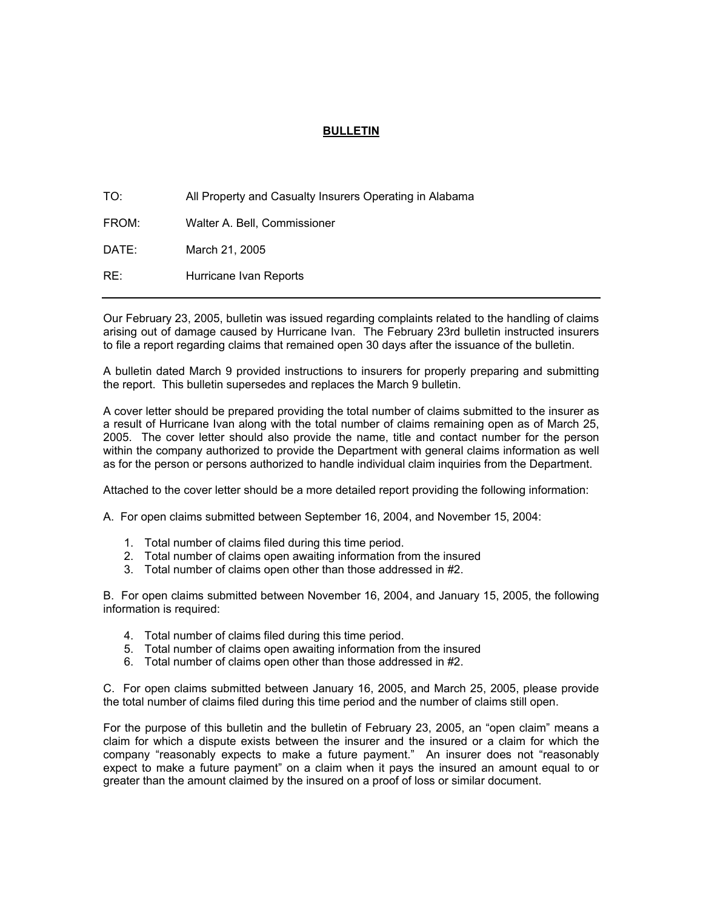# BULLETIN

TO: All Property and Casualty Insurers Operating in Alabama

FROM: Walter A. Bell, Commissioner

DATE: March 21, 2005

RE: Hurricane Ivan Reports

---

Our February 23, 2005, bulletin was issued regarding complaints related to the handling of claims arising out of damage caused by Hurricane Ivan. The February 23rd bulletin instructed insurers to file a report regarding claims that remained open 30 days after the issuance of the bulletin.

A bulletin dated March 9 provided instructions to insurers for properly preparing and submitting the report. This bulletin supersedes and replaces the March 9 bulletin.

A cover letter should be prepared providing the total number of claims submitted to the insurer as a result of Hurricane Ivan along with the total number of claims remaining open as of March 25, 2005. The cover letter should also provide the name, title and contact number for the person within the company authorized to provide the Department with general claims information as well as for the person or persons authorized to handle individual claim inquiries from the Department.

Attached to the cover letter should be a more detailed report providing the following information:

A. For open claims submitted between September 16, 2004, and November 15, 2004:

1. Total number of claims filed during this time period.
2. Total number of claims open awaiting information from the insured
3. Total number of claims open other than those addressed in #2.

B. For open claims submitted between November 16, 2004, and January 15, 2005, the following information is required:

4. Total number of claims filed during this time period.
5. Total number of claims open awaiting information from the insured
6. Total number of claims open other than those addressed in #2.

C. For open claims submitted between January 16, 2005, and March 25, 2005, please provide the total number of claims filed during this time period and the number of claims still open.

For the purpose of this bulletin and the bulletin of February 23, 2005, an "open claim" means a claim for which a dispute exists between the insurer and the insured or a claim for which the company "reasonably expects to make a future payment." An insurer does not "reasonably expect to make a future payment" on a claim when it pays the insured an amount equal to or greater than the amount claimed by the insured on a proof of loss or similar document.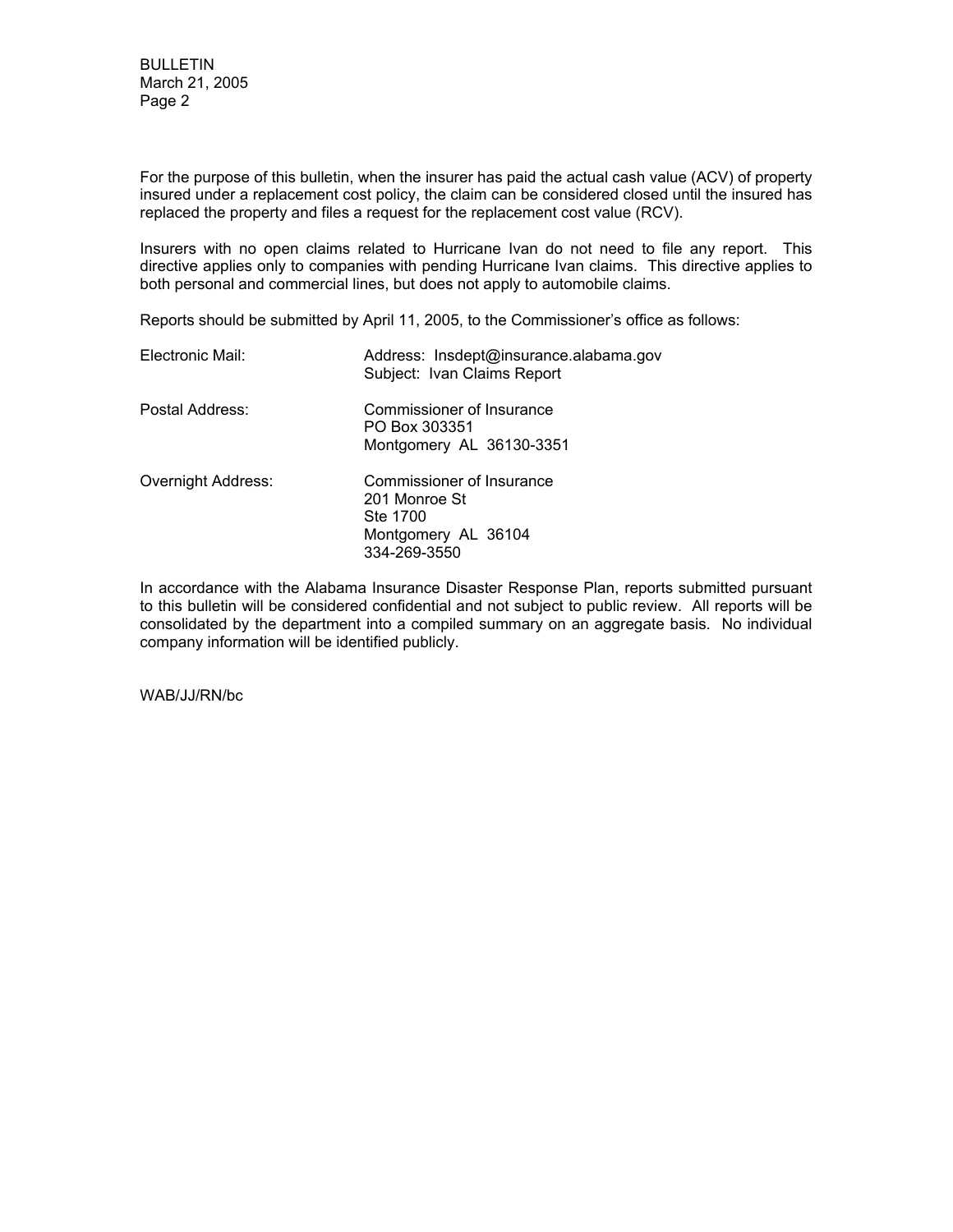For the purpose of this bulletin, when the insurer has paid the actual cash value (ACV) of property insured under a replacement cost policy, the claim can be considered closed until the insured has replaced the property and files a request for the replacement cost value (RCV).

Insurers with no open claims related to Hurricane Ivan do not need to file any report. This directive applies only to companies with pending Hurricane Ivan claims. This directive applies to both personal and commercial lines, but does not apply to automobile claims.

Reports should be submitted by April 11, 2005, to the Commissioner's office as follows:

| | |
|---|---|
| Electronic Mail: | Address: Insdept@insurance.alabama.gov<br>Subject: Ivan Claims Report |
| Postal Address: | Commissioner of Insurance<br>PO Box 303351<br>Montgomery AL 36130-3351 |
| Overnight Address: | Commissioner of Insurance<br>201 Monroe St<br>Ste 1700<br>Montgomery AL 36104<br>334-269-3550 |

In accordance with the Alabama Insurance Disaster Response Plan, reports submitted pursuant to this bulletin will be considered confidential and not subject to public review. All reports will be consolidated by the department into a compiled summary on an aggregate basis. No individual company information will be identified publicly.

WAB/JJ/RN/bc